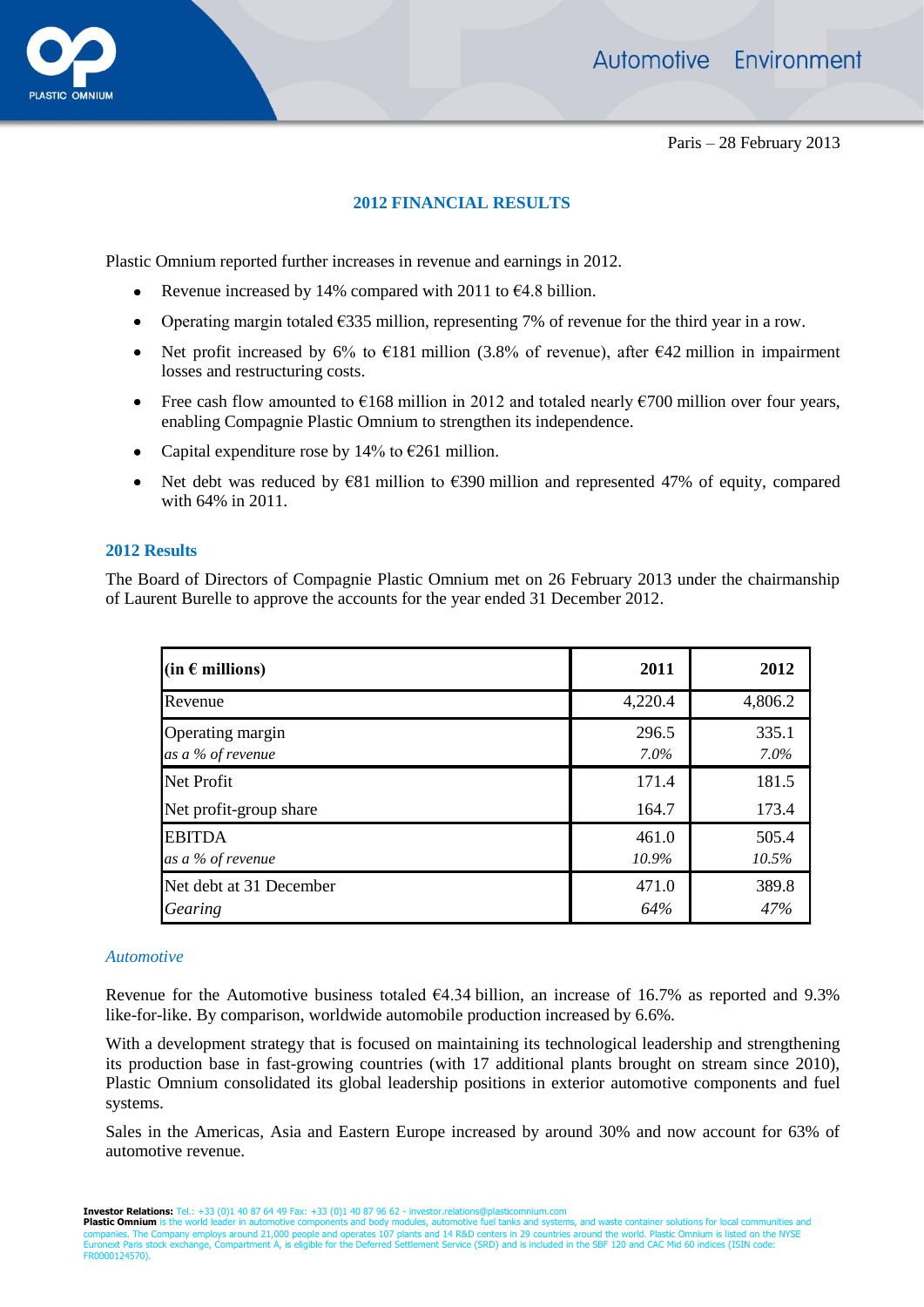Paris – 28 February 2013

# 2012 FINANCIAL RESULTS

Plastic Omnium reported further increases in revenue and earnings in 2012.

- Revenue increased by 14% compared with 2011 to €4.8 billion.
- Operating margin totaled €335 million, representing 7% of revenue for the third year in a row.
- Net profit increased by 6% to €181 million (3.8% of revenue), after €42 million in impairment losses and restructuring costs.
- Free cash flow amounted to €168 million in 2012 and totaled nearly €700 million over four years, enabling Compagnie Plastic Omnium to strengthen its independence.
- Capital expenditure rose by 14% to €261 million.
- Net debt was reduced by €81 million to €390 million and represented 47% of equity, compared with 64% in 2011.

## 2012 Results

The Board of Directors of Compagnie Plastic Omnium met on 26 February 2013 under the chairmanship of Laurent Burelle to approve the accounts for the year ended 31 December 2012.

| (in € millions) | 2011 | 2012 |
|---|---|---|
| Revenue | 4,220.4 | 4,806.2 |
| Operating margin | 296.5 | 335.1 |
| *as a % of revenue* | *7.0%* | *7.0%* |
| Net Profit | 171.4 | 181.5 |
| Net profit-group share | 164.7 | 173.4 |
| EBITDA | 461.0 | 505.4 |
| *as a % of revenue* | *10.9%* | *10.5%* |
| Net debt at 31 December | 471.0 | 389.8 |
| *Gearing* | *64%* | *47%* |

### *Automotive*

Revenue for the Automotive business totaled €4.34 billion, an increase of 16.7% as reported and 9.3% like-for-like. By comparison, worldwide automobile production increased by 6.6%.

With a development strategy that is focused on maintaining its technological leadership and strengthening its production base in fast-growing countries (with 17 additional plants brought on stream since 2010), Plastic Omnium consolidated its global leadership positions in exterior automotive components and fuel systems.

Sales in the Americas, Asia and Eastern Europe increased by around 30% and now account for 63% of automotive revenue.

**Investor Relations:** Tel.: +33 (0)1 40 87 64 49 Fax: +33 (0)1 40 87 96 62 - investor.relations@plasticomnium.com
**Plastic Omnium** is the world leader in automotive components and body modules, automotive fuel tanks and systems, and waste container solutions for local communities and companies. The Company employs around 21,000 people and operates 107 plants and 14 R&D centers in 29 countries around the world. Plastic Omnium is listed on the NYSE Euronext Paris stock exchange, Compartment A, is eligible for the Deferred Settlement Service (SRD) and is included in the SBF 120 and CAC Mid 60 indices (ISIN code: FR0000124570).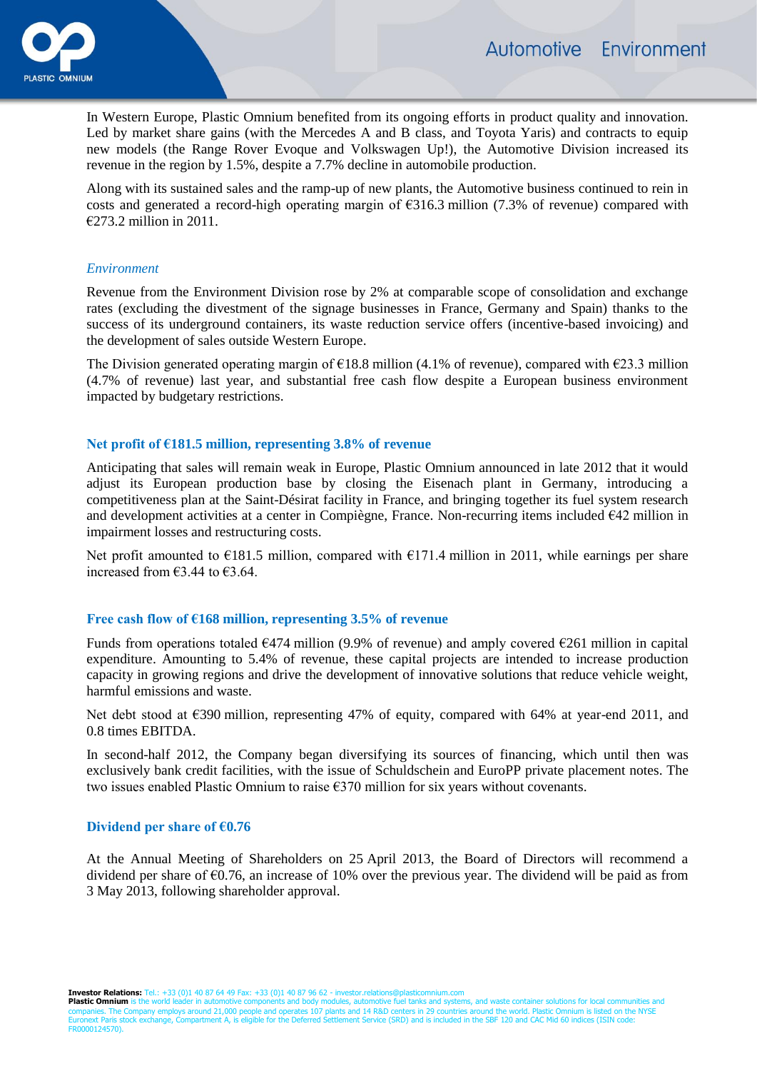In Western Europe, Plastic Omnium benefited from its ongoing efforts in product quality and innovation. Led by market share gains (with the Mercedes A and B class, and Toyota Yaris) and contracts to equip new models (the Range Rover Evoque and Volkswagen Up!), the Automotive Division increased its revenue in the region by 1.5%, despite a 7.7% decline in automobile production.

Along with its sustained sales and the ramp-up of new plants, the Automotive business continued to rein in costs and generated a record-high operating margin of €316.3 million (7.3% of revenue) compared with €273.2 million in 2011.

### *Environment*

Revenue from the Environment Division rose by 2% at comparable scope of consolidation and exchange rates (excluding the divestment of the signage businesses in France, Germany and Spain) thanks to the success of its underground containers, its waste reduction service offers (incentive-based invoicing) and the development of sales outside Western Europe.

The Division generated operating margin of €18.8 million (4.1% of revenue), compared with €23.3 million (4.7% of revenue) last year, and substantial free cash flow despite a European business environment impacted by budgetary restrictions.

## Net profit of €181.5 million, representing 3.8% of revenue

Anticipating that sales will remain weak in Europe, Plastic Omnium announced in late 2012 that it would adjust its European production base by closing the Eisenach plant in Germany, introducing a competitiveness plan at the Saint-Désirat facility in France, and bringing together its fuel system research and development activities at a center in Compiègne, France. Non-recurring items included €42 million in impairment losses and restructuring costs.

Net profit amounted to €181.5 million, compared with €171.4 million in 2011, while earnings per share increased from €3.44 to €3.64.

## Free cash flow of €168 million, representing 3.5% of revenue

Funds from operations totaled €474 million (9.9% of revenue) and amply covered €261 million in capital expenditure. Amounting to 5.4% of revenue, these capital projects are intended to increase production capacity in growing regions and drive the development of innovative solutions that reduce vehicle weight, harmful emissions and waste.

Net debt stood at €390 million, representing 47% of equity, compared with 64% at year-end 2011, and 0.8 times EBITDA.

In second-half 2012, the Company began diversifying its sources of financing, which until then was exclusively bank credit facilities, with the issue of Schuldschein and EuroPP private placement notes. The two issues enabled Plastic Omnium to raise €370 million for six years without covenants.

## Dividend per share of €0.76

At the Annual Meeting of Shareholders on 25 April 2013, the Board of Directors will recommend a dividend per share of €0.76, an increase of 10% over the previous year. The dividend will be paid as from 3 May 2013, following shareholder approval.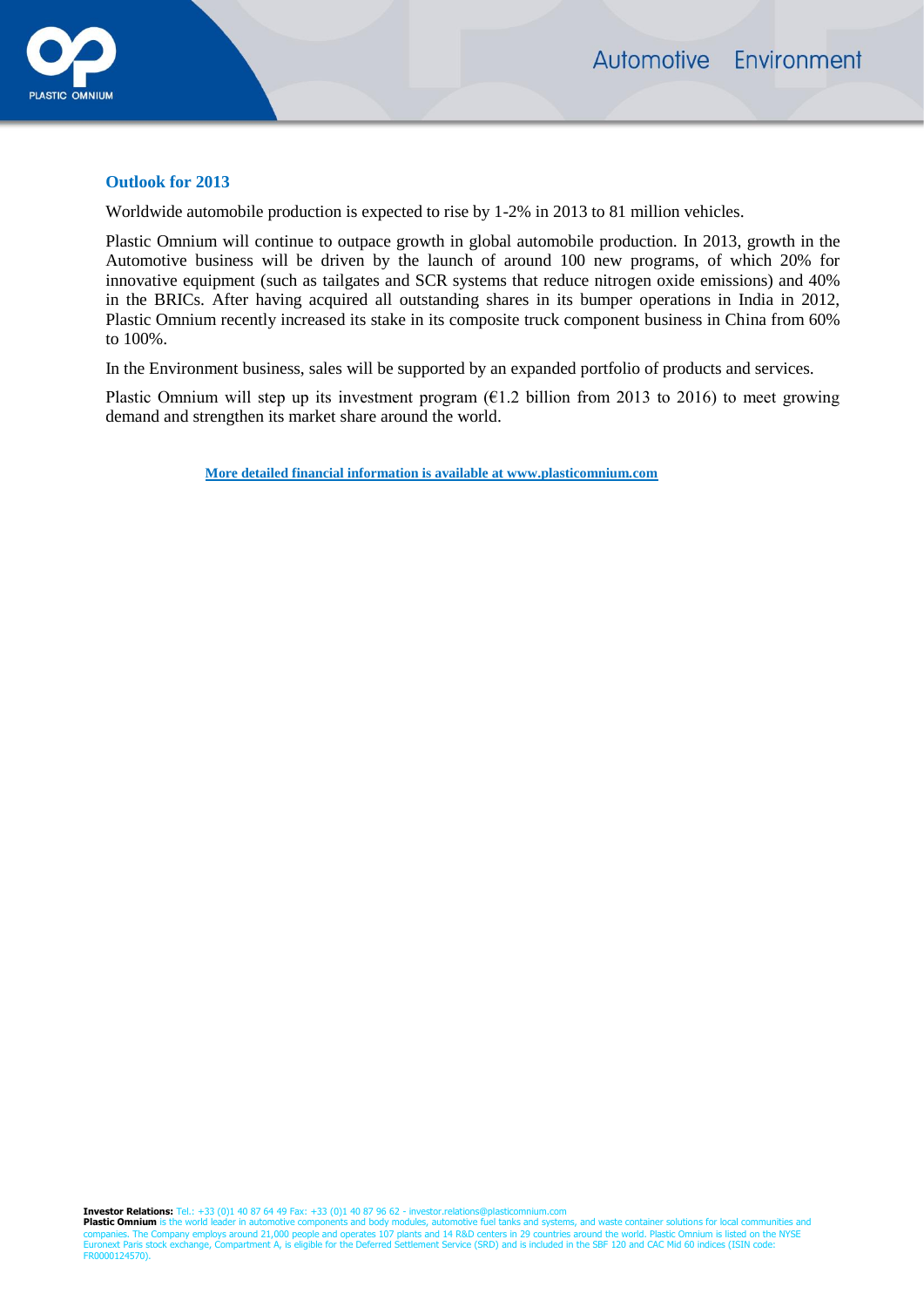## Outlook for 2013

Worldwide automobile production is expected to rise by 1-2% in 2013 to 81 million vehicles.

Plastic Omnium will continue to outpace growth in global automobile production. In 2013, growth in the Automotive business will be driven by the launch of around 100 new programs, of which 20% for innovative equipment (such as tailgates and SCR systems that reduce nitrogen oxide emissions) and 40% in the BRICs. After having acquired all outstanding shares in its bumper operations in India in 2012, Plastic Omnium recently increased its stake in its composite truck component business in China from 60% to 100%.

In the Environment business, sales will be supported by an expanded portfolio of products and services.

Plastic Omnium will step up its investment program (€1.2 billion from 2013 to 2016) to meet growing demand and strengthen its market share around the world.

**More detailed financial information is available at www.plasticomnium.com**

**Investor Relations:** Tel.: +33 (0)1 40 87 64 49 Fax: +33 (0)1 40 87 96 62 - investor.relations@plasticomnium.com
**Plastic Omnium** is the world leader in automotive components and body modules, automotive fuel tanks and systems, and waste container solutions for local communities and companies. The Company employs around 21,000 people and operates 107 plants and 14 R&D centers in 29 countries around the world. Plastic Omnium is listed on the NYSE Euronext Paris stock exchange, Compartment A, is eligible for the Deferred Settlement Service (SRD) and is included in the SBF 120 and CAC Mid 60 indices (ISIN code: FR0000124570).